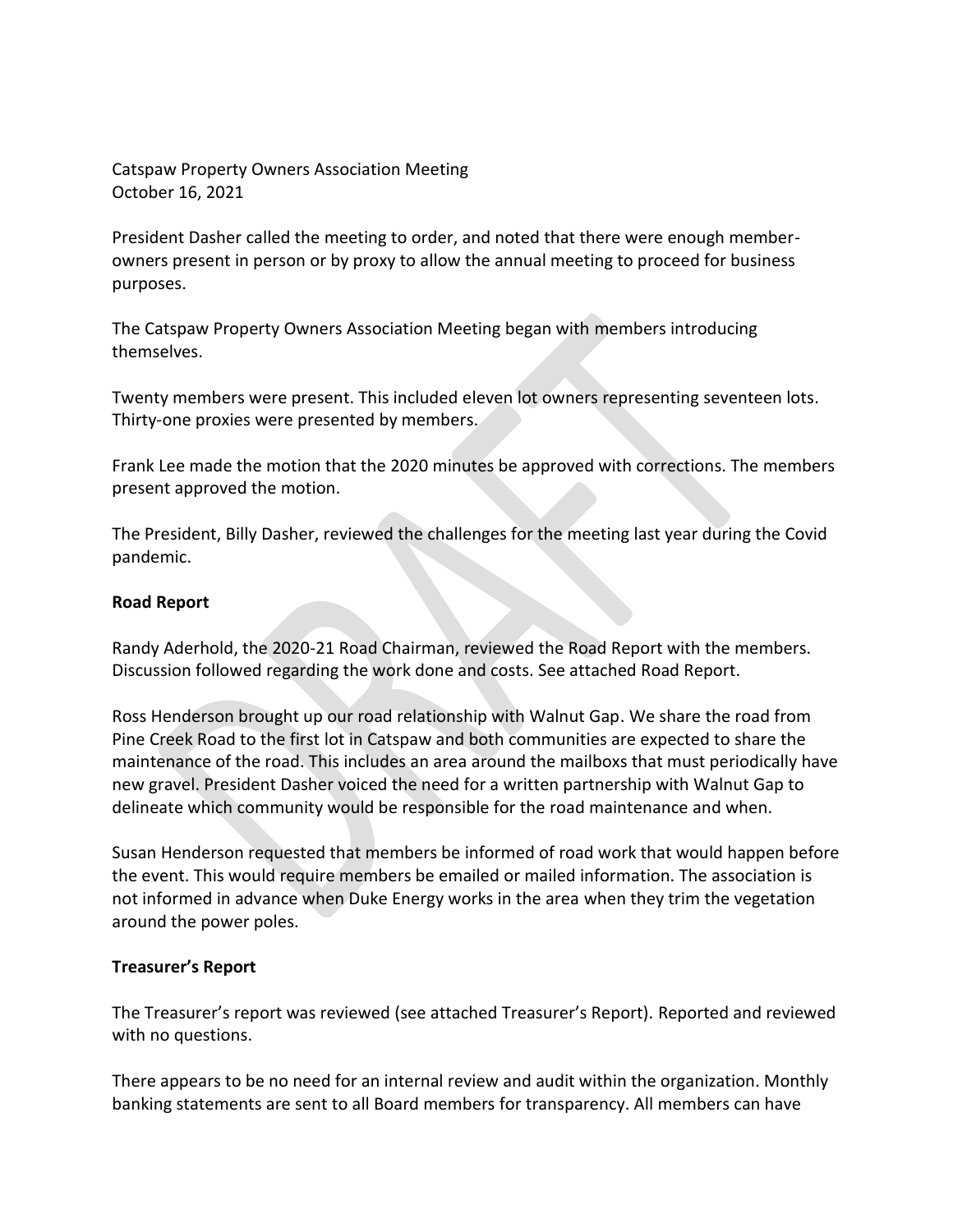Catspaw Property Owners Association Meeting
October 16, 2021

President Dasher called the meeting to order, and noted that there were enough member-owners present in person or by proxy to allow the annual meeting to proceed for business purposes.

The Catspaw Property Owners Association Meeting began with members introducing themselves.

Twenty members were present. This included eleven lot owners representing seventeen lots. Thirty-one proxies were presented by members.

Frank Lee made the motion that the 2020 minutes be approved with corrections. The members present approved the motion.

The President, Billy Dasher, reviewed the challenges for the meeting last year during the Covid pandemic.

**Road Report**

Randy Aderhold, the 2020-21 Road Chairman, reviewed the Road Report with the members. Discussion followed regarding the work done and costs. See attached Road Report.

Ross Henderson brought up our road relationship with Walnut Gap. We share the road from Pine Creek Road to the first lot in Catspaw and both communities are expected to share the maintenance of the road. This includes an area around the mailboxs that must periodically have new gravel. President Dasher voiced the need for a written partnership with Walnut Gap to delineate which community would be responsible for the road maintenance and when.

Susan Henderson requested that members be informed of road work that would happen before the event. This would require members be emailed or mailed information. The association is not informed in advance when Duke Energy works in the area when they trim the vegetation around the power poles.

**Treasurer's Report**

The Treasurer's report was reviewed (see attached Treasurer's Report). Reported and reviewed with no questions.

There appears to be no need for an internal review and audit within the organization. Monthly banking statements are sent to all Board members for transparency. All members can have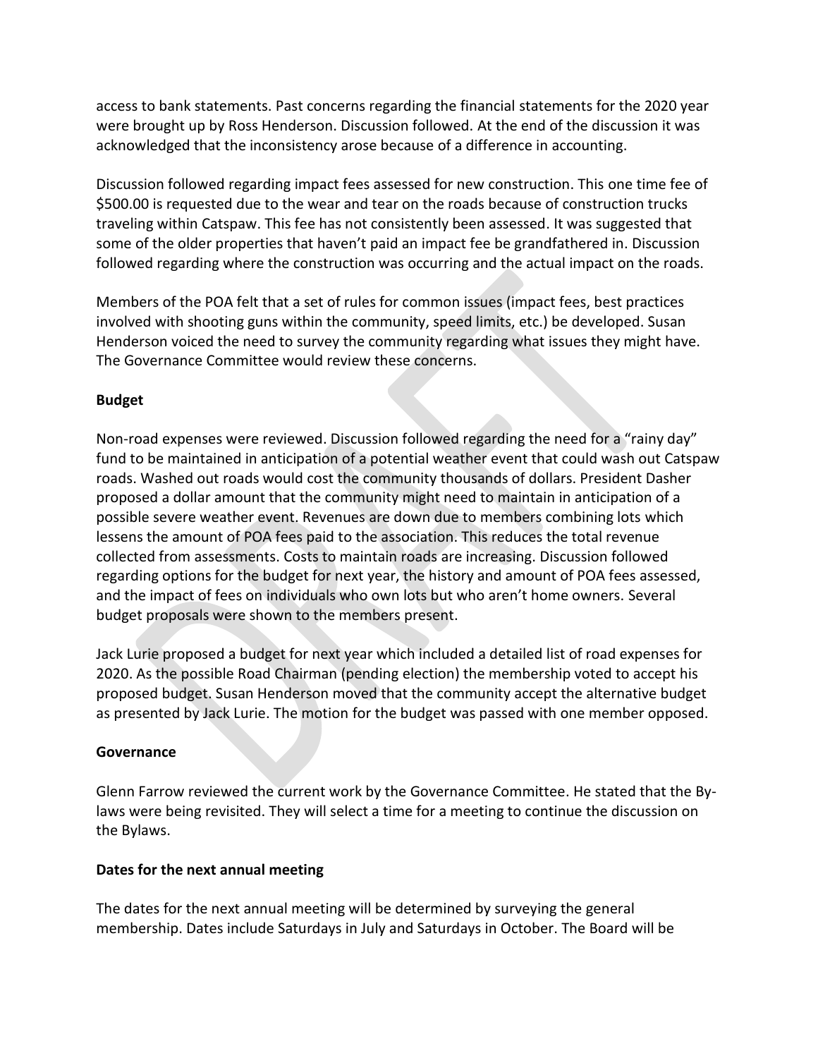access to bank statements. Past concerns regarding the financial statements for the 2020 year were brought up by Ross Henderson. Discussion followed. At the end of the discussion it was acknowledged that the inconsistency arose because of a difference in accounting.

Discussion followed regarding impact fees assessed for new construction. This one time fee of $500.00 is requested due to the wear and tear on the roads because of construction trucks traveling within Catspaw. This fee has not consistently been assessed. It was suggested that some of the older properties that haven't paid an impact fee be grandfathered in. Discussion followed regarding where the construction was occurring and the actual impact on the roads.

Members of the POA felt that a set of rules for common issues (impact fees, best practices involved with shooting guns within the community, speed limits, etc.) be developed. Susan Henderson voiced the need to survey the community regarding what issues they might have. The Governance Committee would review these concerns.

**Budget**

Non-road expenses were reviewed. Discussion followed regarding the need for a "rainy day" fund to be maintained in anticipation of a potential weather event that could wash out Catspaw roads. Washed out roads would cost the community thousands of dollars. President Dasher proposed a dollar amount that the community might need to maintain in anticipation of a possible severe weather event. Revenues are down due to members combining lots which lessens the amount of POA fees paid to the association. This reduces the total revenue collected from assessments. Costs to maintain roads are increasing. Discussion followed regarding options for the budget for next year, the history and amount of POA fees assessed, and the impact of fees on individuals who own lots but who aren't home owners. Several budget proposals were shown to the members present.

Jack Lurie proposed a budget for next year which included a detailed list of road expenses for 2020. As the possible Road Chairman (pending election) the membership voted to accept his proposed budget. Susan Henderson moved that the community accept the alternative budget as presented by Jack Lurie. The motion for the budget was passed with one member opposed.

**Governance**

Glenn Farrow reviewed the current work by the Governance Committee. He stated that the By-laws were being revisited. They will select a time for a meeting to continue the discussion on the Bylaws.

**Dates for the next annual meeting**

The dates for the next annual meeting will be determined by surveying the general membership. Dates include Saturdays in July and Saturdays in October. The Board will be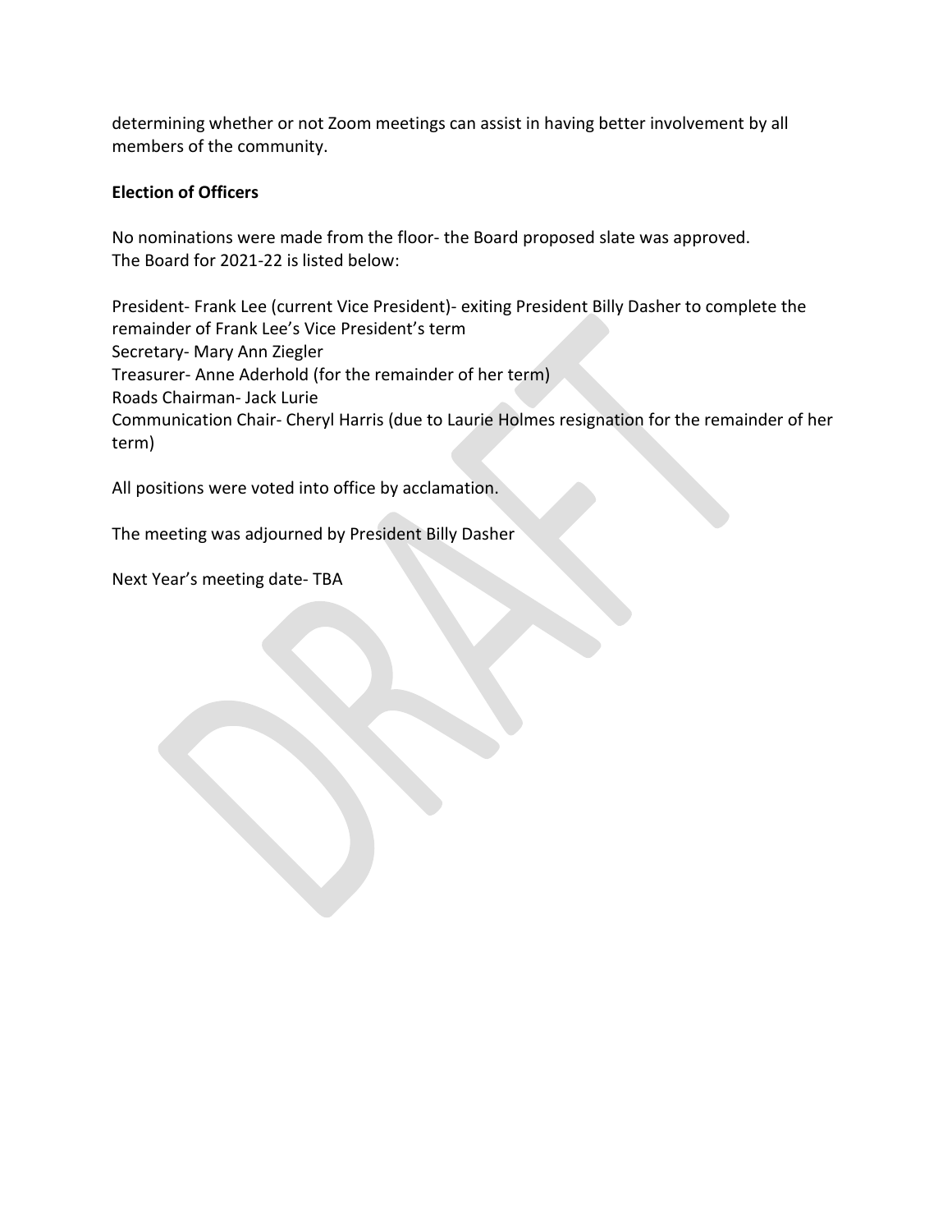determining whether or not Zoom meetings can assist in having better involvement by all members of the community.

**Election of Officers**

No nominations were made from the floor- the Board proposed slate was approved.
The Board for 2021-22 is listed below:

President- Frank Lee (current Vice President)- exiting President Billy Dasher to complete the remainder of Frank Lee's Vice President's term
Secretary- Mary Ann Ziegler
Treasurer- Anne Aderhold (for the remainder of her term)
Roads Chairman- Jack Lurie
Communication Chair- Cheryl Harris (due to Laurie Holmes resignation for the remainder of her term)

All positions were voted into office by acclamation.

The meeting was adjourned by President Billy Dasher

Next Year's meeting date- TBA